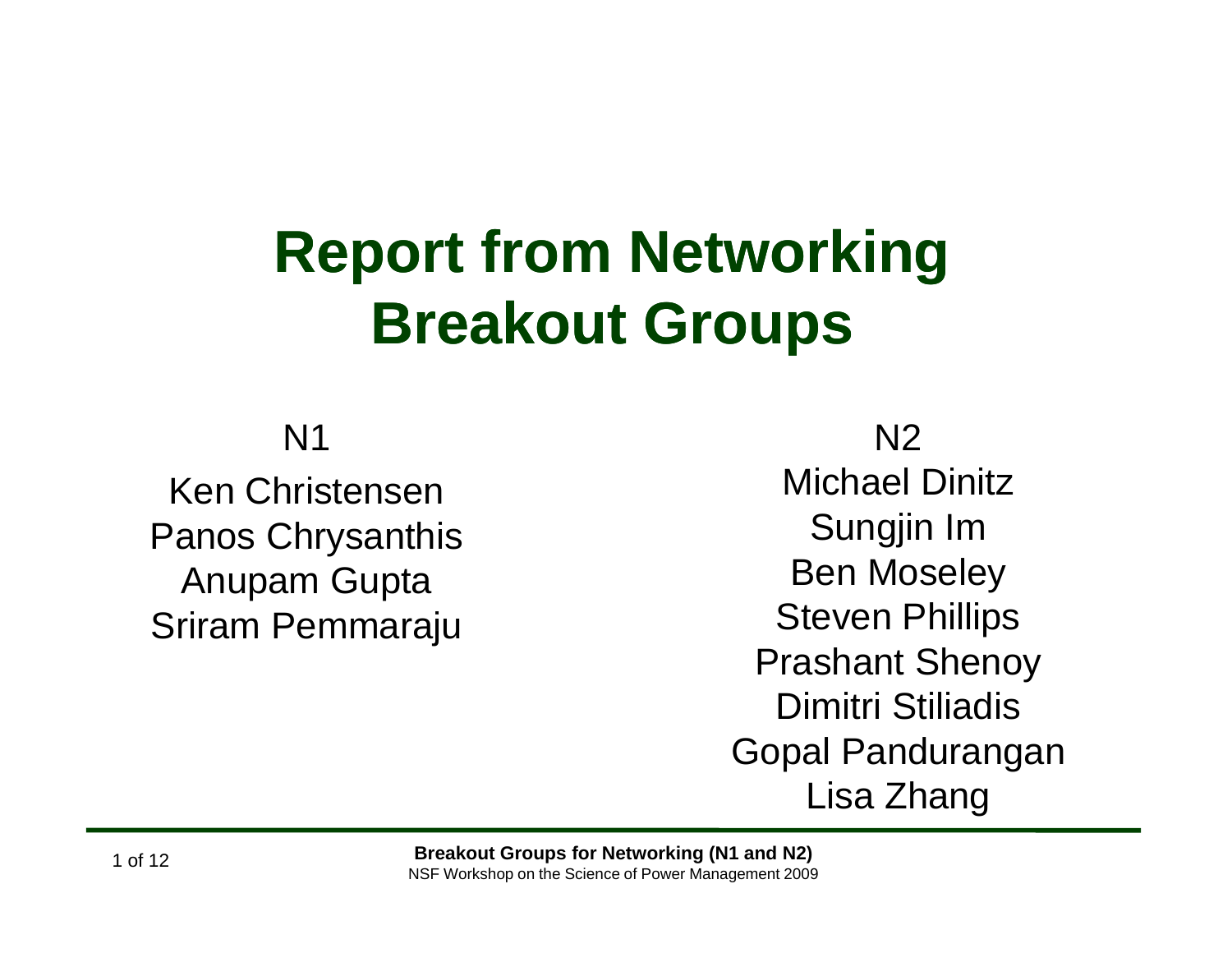# Report from Networking Breakout Groups

**N1**

Ken Christensen
Panos Chrysanthis
Anupam Gupta
Sriram Pemmaraju

**N2**

Michael Dinitz
Sungjin Im
Ben Moseley
Steven Phillips
Prashant Shenoy
Dimitri Stiliadis
Gopal Pandurangan
Lisa Zhang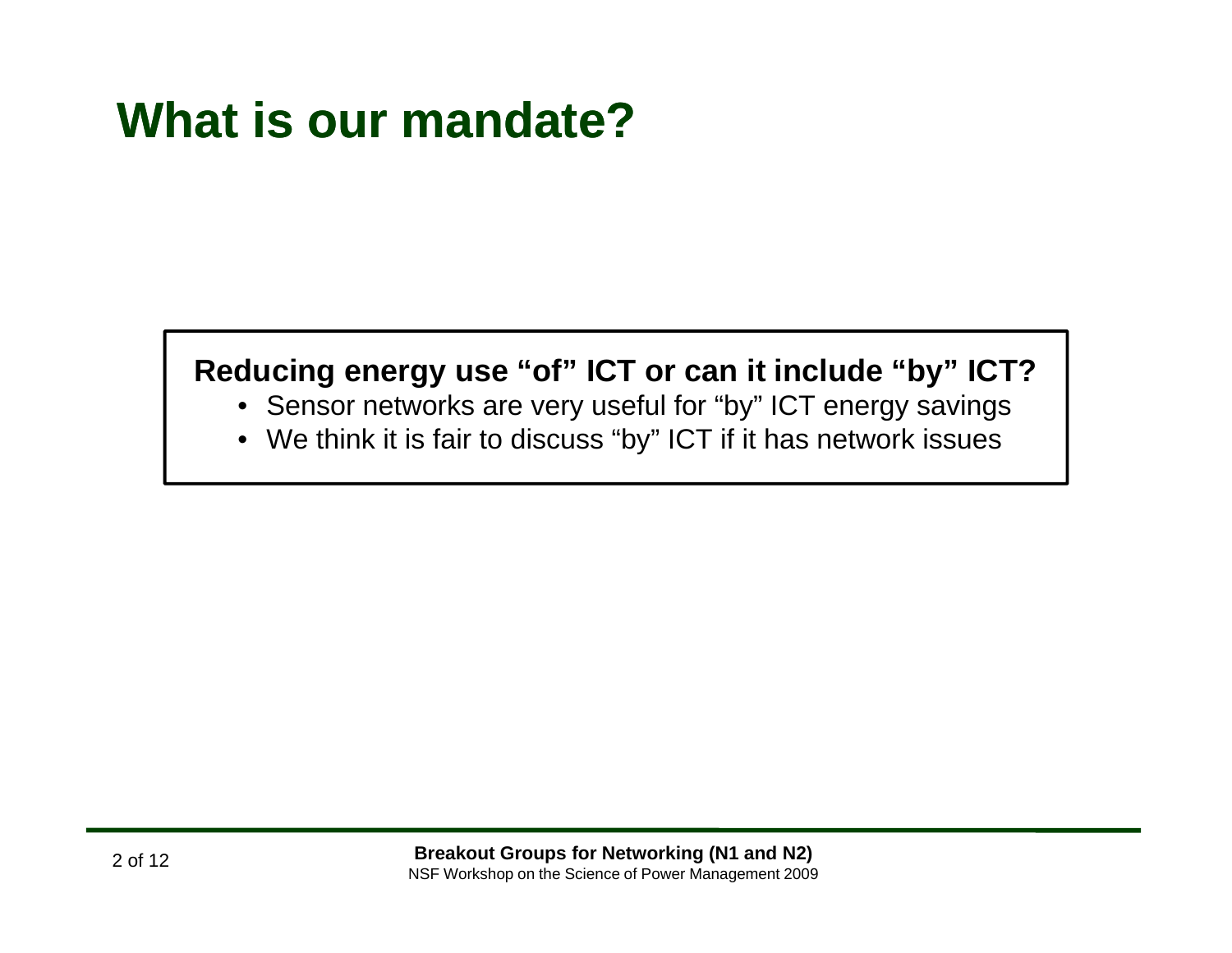# What is our mandate?

**Reducing energy use “of” ICT or can it include “by” ICT?**

- Sensor networks are very useful for “by” ICT energy savings
- We think it is fair to discuss “by” ICT if it has network issues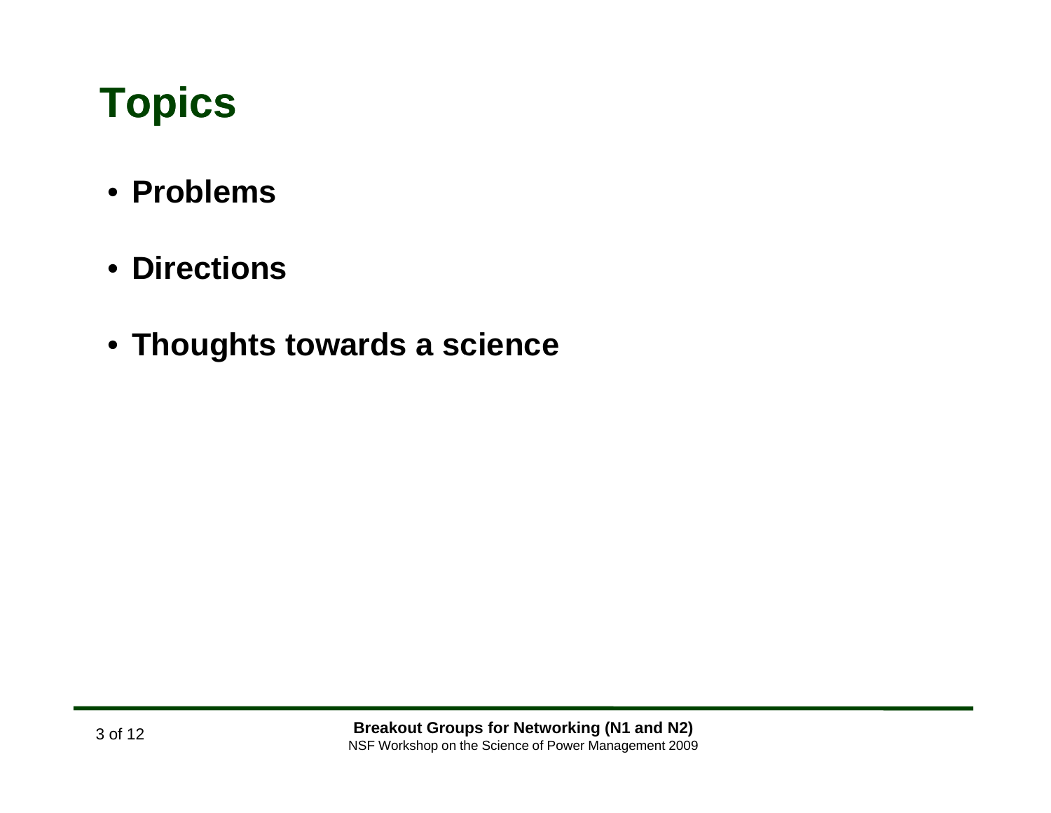# Topics

- **Problems**
- **Directions**
- **Thoughts towards a science**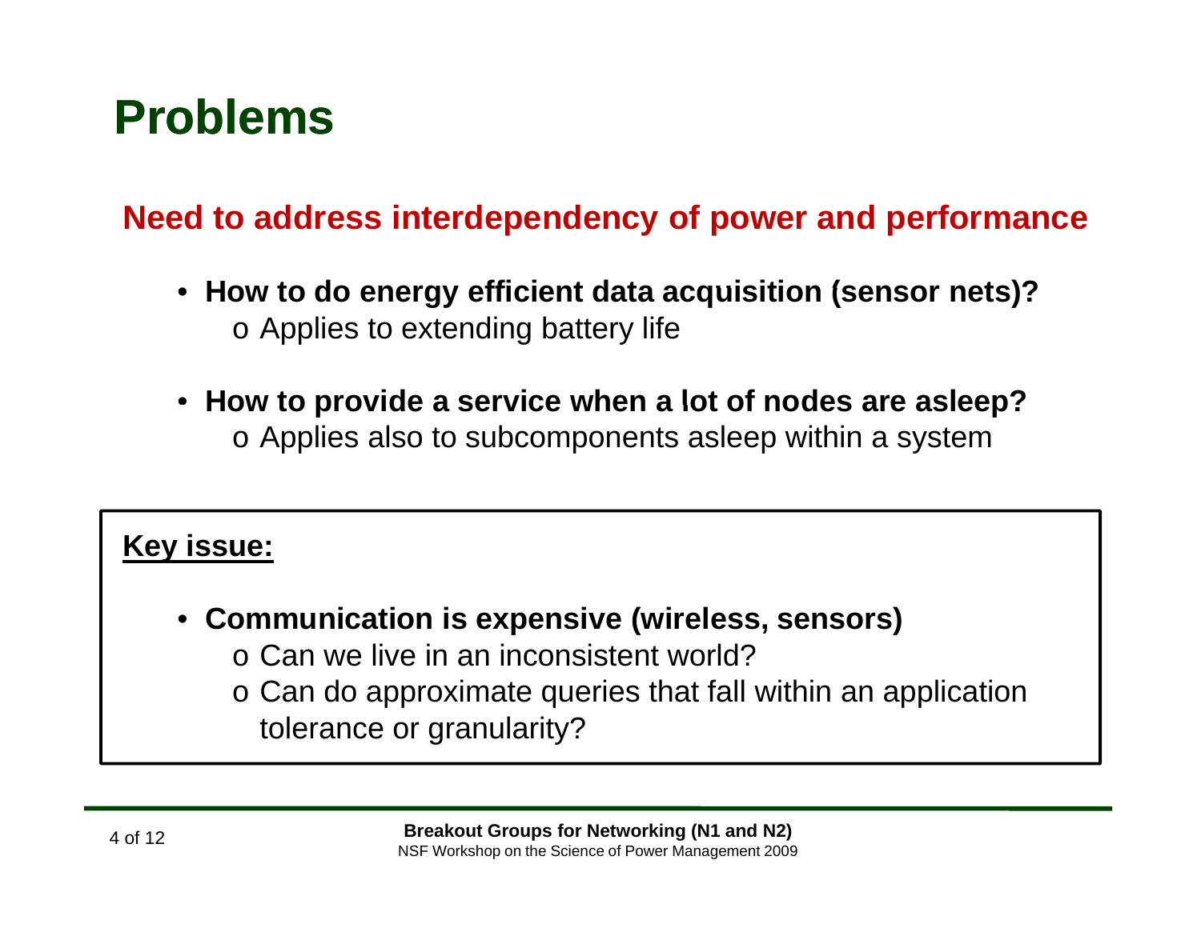# Problems

## Need to address interdependency of power and performance

- **How to do energy efficient data acquisition (sensor nets)?**
  - Applies to extending battery life
- **How to provide a service when a lot of nodes are asleep?**
  - Applies also to subcomponents asleep within a system

**Key issue:**

- **Communication is expensive (wireless, sensors)**
  - Can we live in an inconsistent world?
  - Can do approximate queries that fall within an application tolerance or granularity?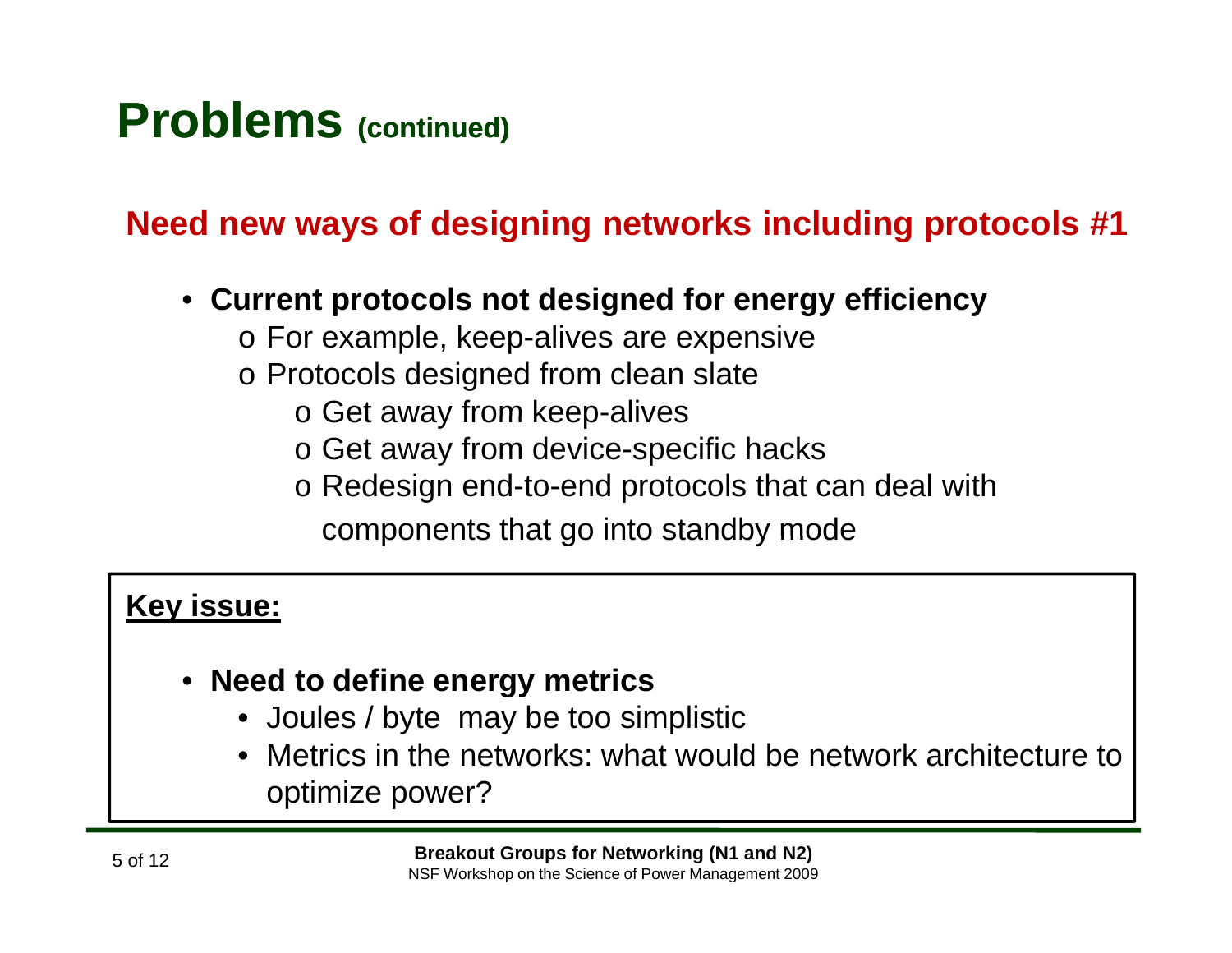# Problems (continued)

## Need new ways of designing networks including protocols #1

- **Current protocols not designed for energy efficiency**
  - For example, keep-alives are expensive
  - Protocols designed from clean slate
    - Get away from keep-alives
    - Get away from device-specific hacks
    - Redesign end-to-end protocols that can deal with components that go into standby mode

**Key issue:**

- **Need to define energy metrics**
  - Joules / byte may be too simplistic
  - Metrics in the networks: what would be network architecture to optimize power?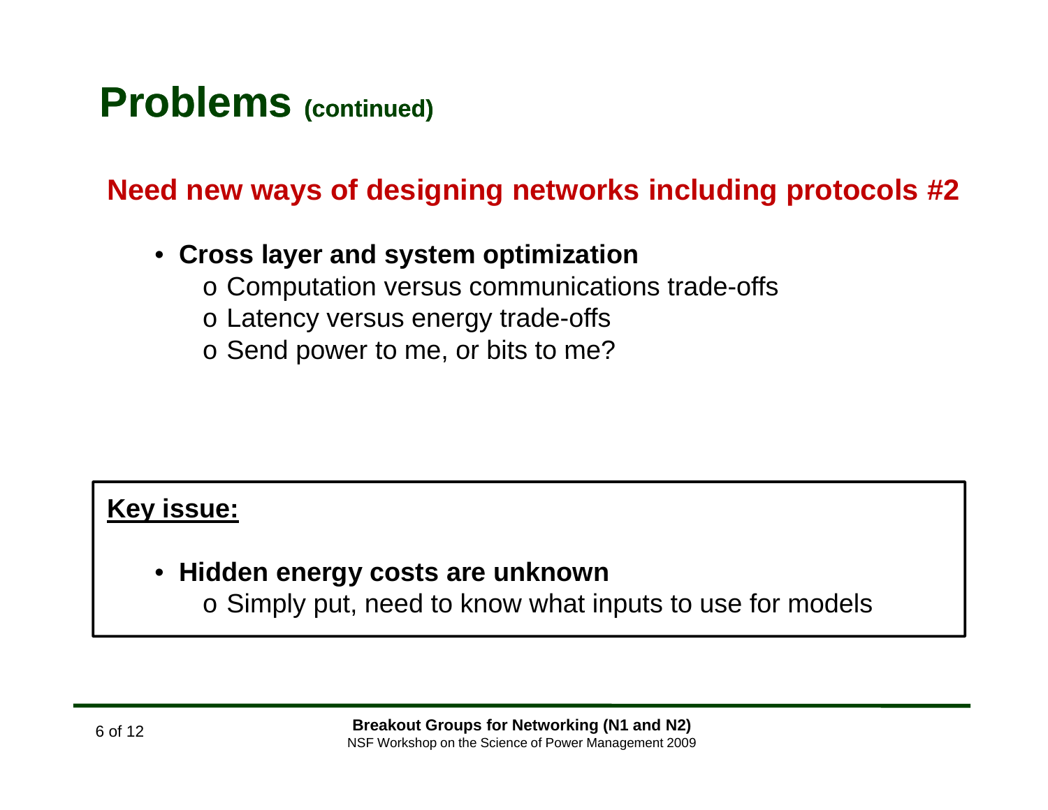# Problems (continued)

## Need new ways of designing networks including protocols #2

- **Cross layer and system optimization**
  - Computation versus communications trade-offs
  - Latency versus energy trade-offs
  - Send power to me, or bits to me?

**Key issue:**

- **Hidden energy costs are unknown**
  - Simply put, need to know what inputs to use for models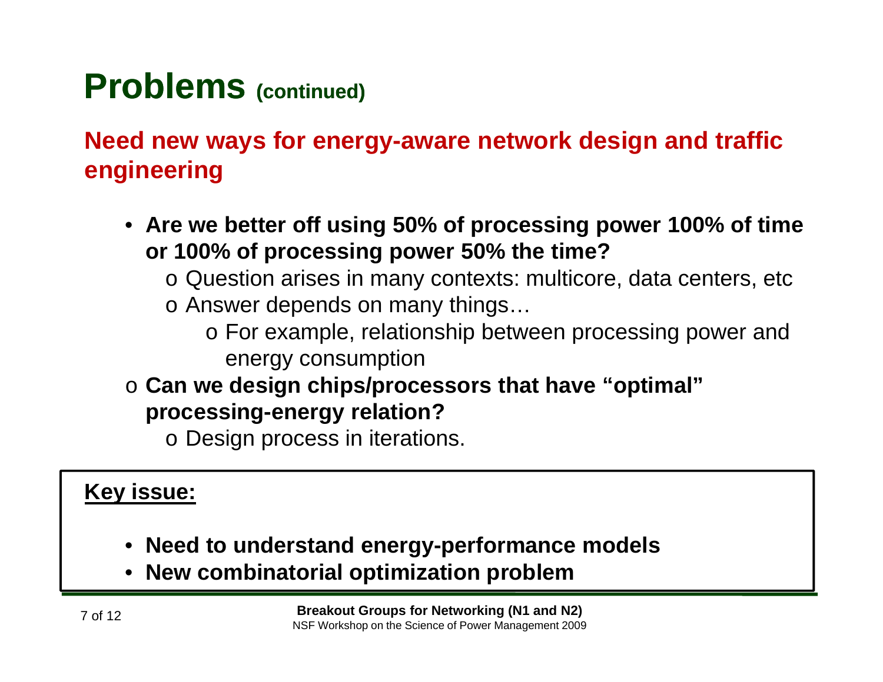# Problems (continued)

**Need new ways for energy-aware network design and traffic engineering**

- **Are we better off using 50% of processing power 100% of time or 100% of processing power 50% the time?**
  - o Question arises in many contexts: multicore, data centers, etc
  - o Answer depends on many things…
    - o For example, relationship between processing power and energy consumption
- o **Can we design chips/processors that have "optimal" processing-energy relation?**
  - o Design process in iterations.

**Key issue:**

- **Need to understand energy-performance models**
- **New combinatorial optimization problem**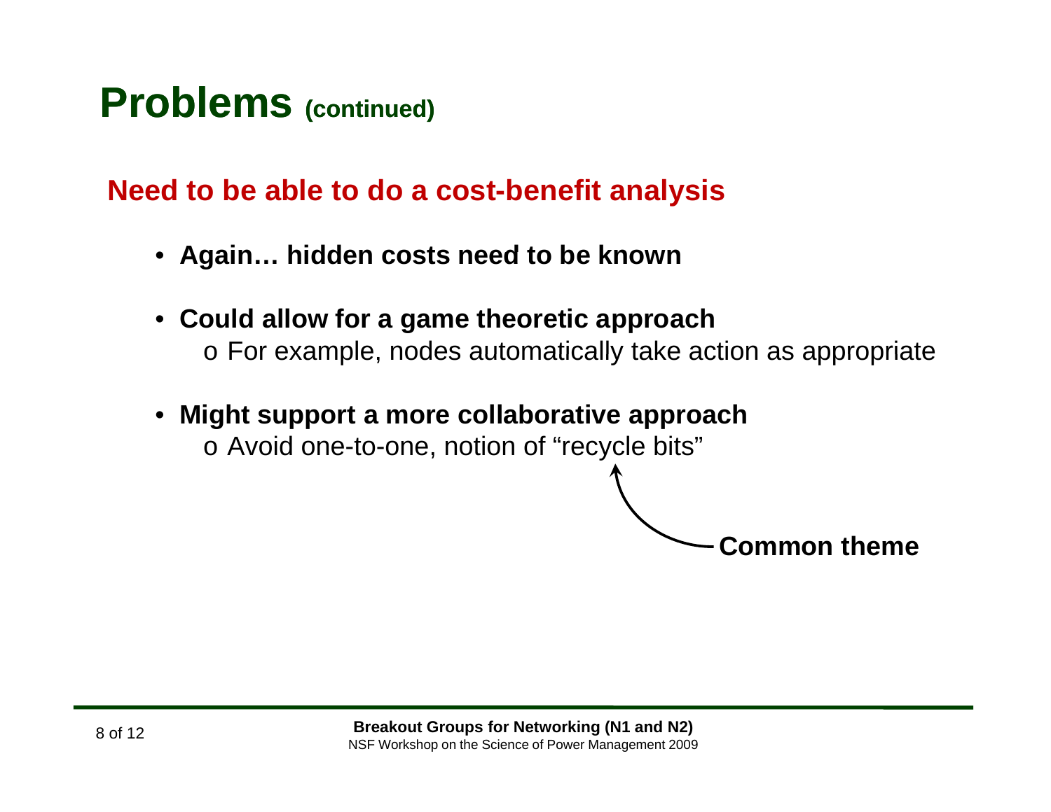# Problems (continued)

## Need to be able to do a cost-benefit analysis

- **Again… hidden costs need to be known**
- **Could allow for a game theoretic approach**
  - For example, nodes automatically take action as appropriate
- **Might support a more collaborative approach**
  - Avoid one-to-one, notion of "recycle bits"

**Common theme**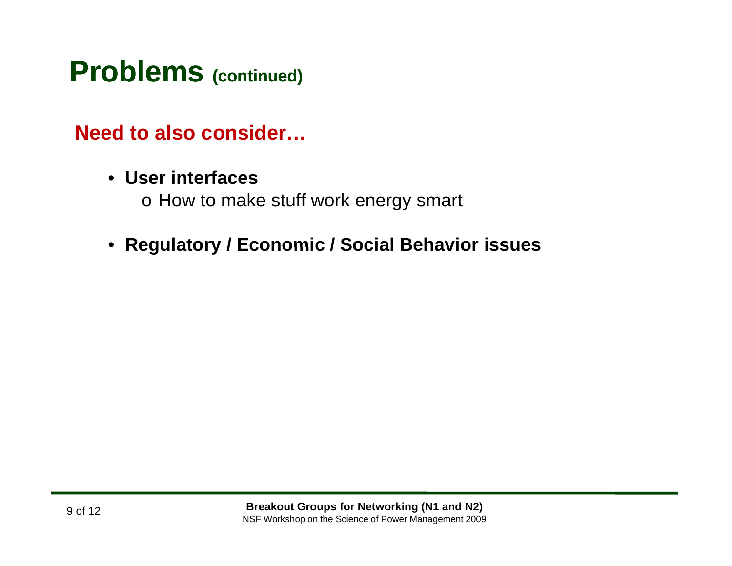# Problems (continued)

**Need to also consider…**

- **User interfaces**
  - How to make stuff work energy smart
- **Regulatory / Economic / Social Behavior issues**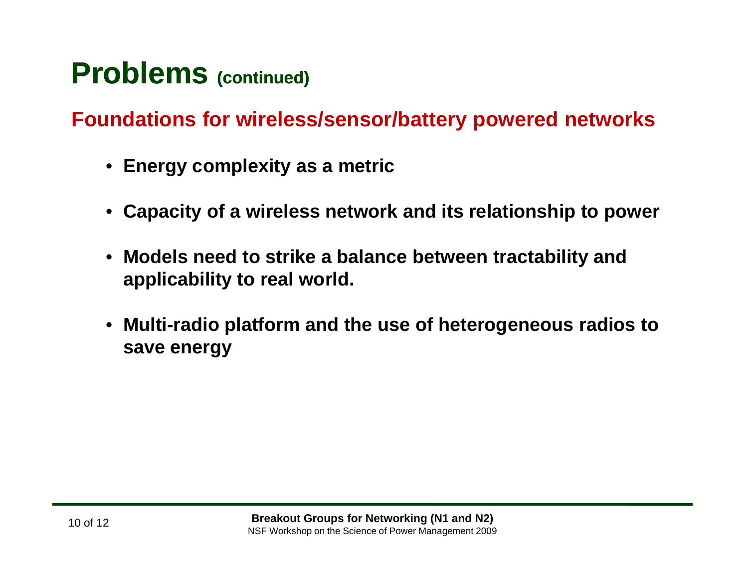# Problems (continued)

## Foundations for wireless/sensor/battery powered networks

- **Energy complexity as a metric**
- **Capacity of a wireless network and its relationship to power**
- **Models need to strike a balance between tractability and applicability to real world.**
- **Multi-radio platform and the use of heterogeneous radios to save energy**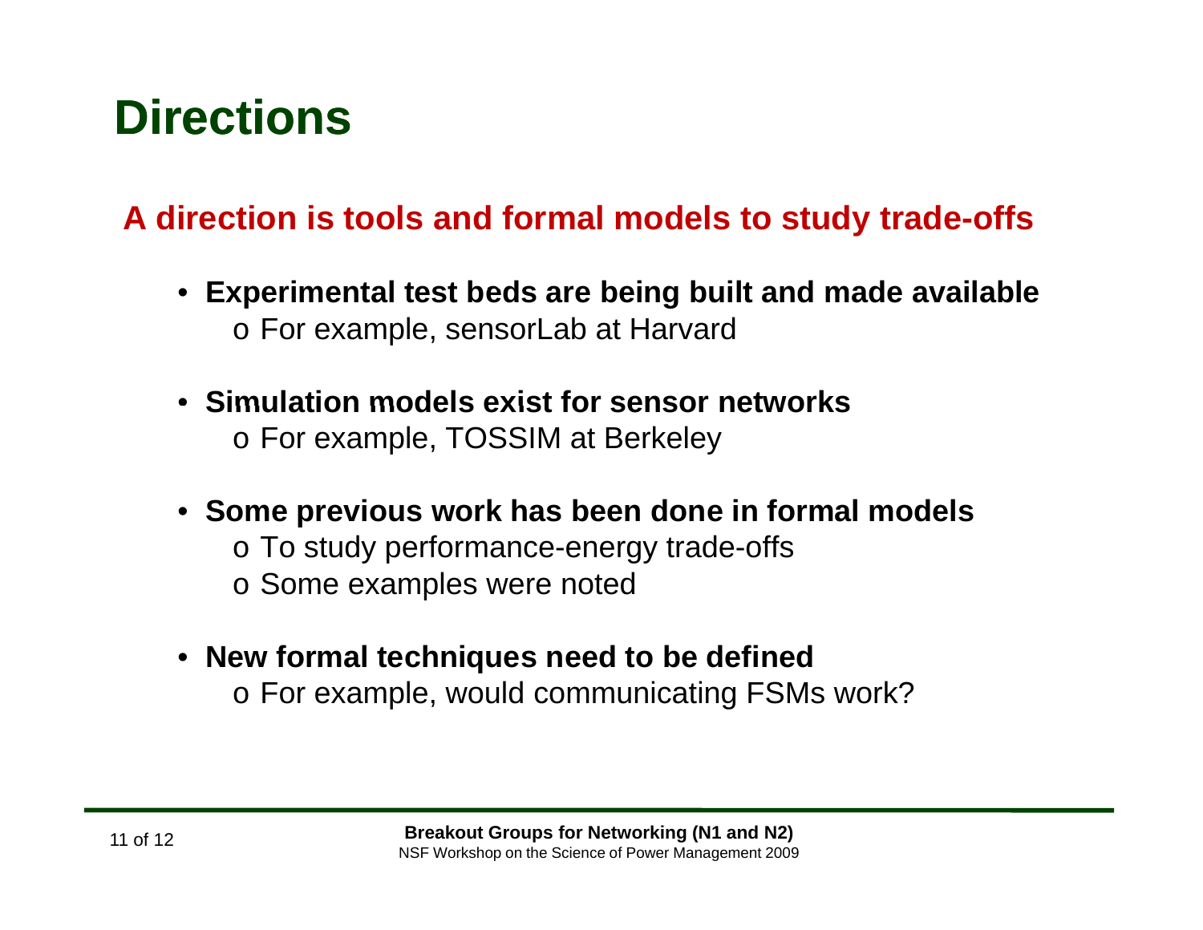# Directions

## A direction is tools and formal models to study trade-offs

- **Experimental test beds are being built and made available**
  - For example, sensorLab at Harvard
- **Simulation models exist for sensor networks**
  - For example, TOSSIM at Berkeley
- **Some previous work has been done in formal models**
  - To study performance-energy trade-offs
  - Some examples were noted
- **New formal techniques need to be defined**
  - For example, would communicating FSMs work?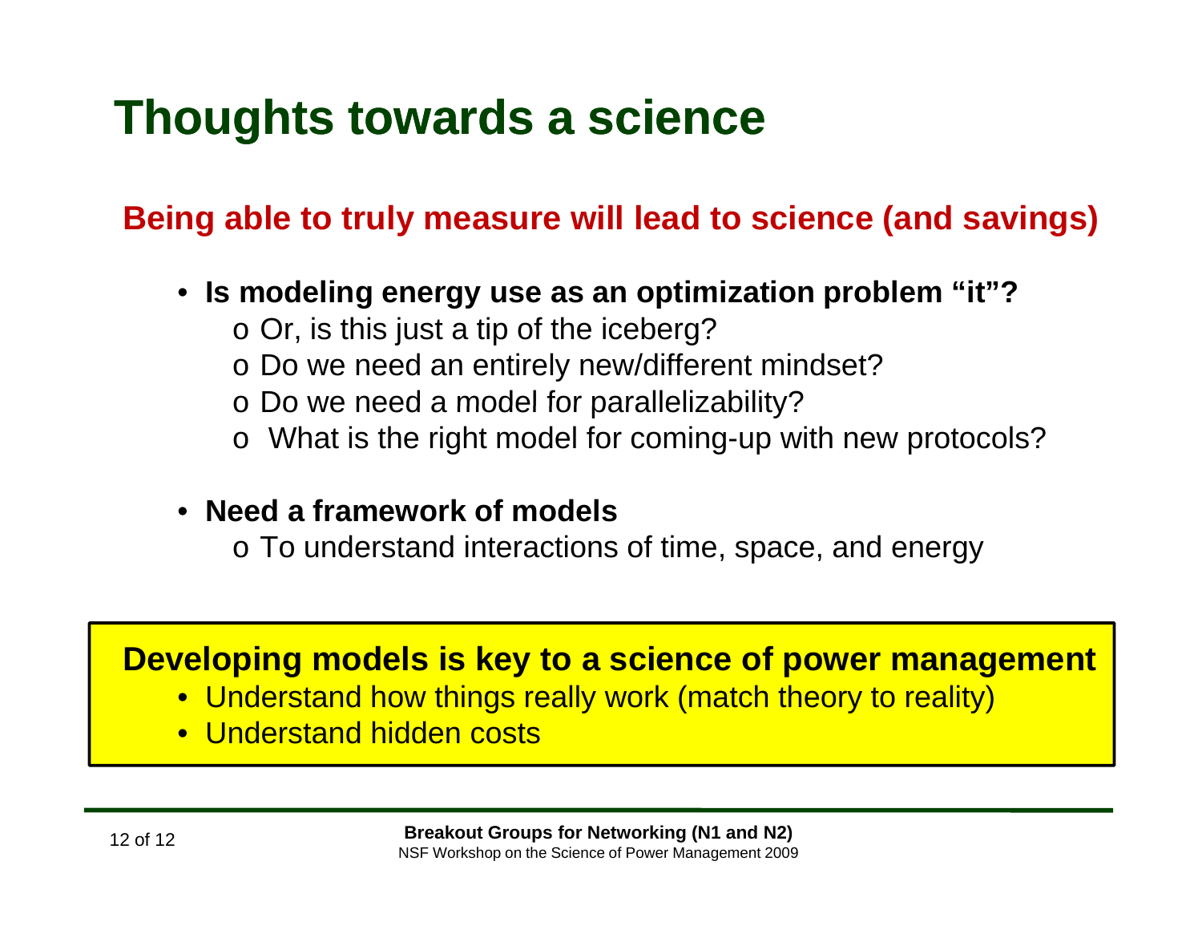# Thoughts towards a science

## Being able to truly measure will lead to science (and savings)

- **Is modeling energy use as an optimization problem “it”?**
  - Or, is this just a tip of the iceberg?
  - Do we need an entirely new/different mindset?
  - Do we need a model for parallelizability?
  - What is the right model for coming-up with new protocols?
- **Need a framework of models**
  - To understand interactions of time, space, and energy

**Developing models is key to a science of power management**

- Understand how things really work (match theory to reality)
- Understand hidden costs